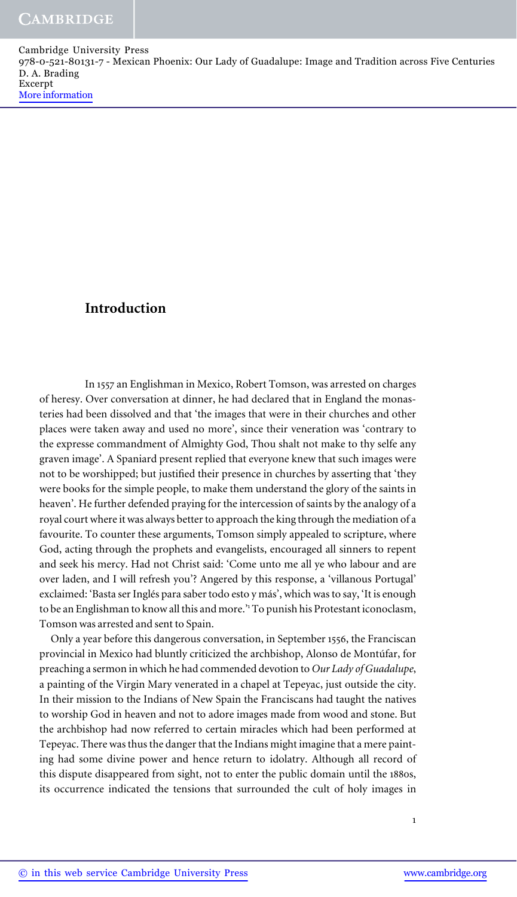# Introduction

In 1557 an Englishman in Mexico, Robert Tomson, was arrested on charges of heresy. Over conversation at dinner, he had declared that in England the monasteries had been dissolved and that 'the images that were in their churches and other places were taken away and used no more', since their veneration was 'contrary to the expresse commandment of Almighty God, Thou shalt not make to thy selfe any graven image'. A Spaniard present replied that everyone knew that such images were not to be worshipped; but justified their presence in churches by asserting that 'they were books for the simple people, to make them understand the glory of the saints in heaven'. He further defended praying for the intercession of saints by the analogy of a royal court where it was always better to approach the king through the mediation of a favourite. To counter these arguments, Tomson simply appealed to scripture, where God, acting through the prophets and evangelists, encouraged all sinners to repent and seek his mercy. Had not Christ said: 'Come unto me all ye who labour and are over laden, and I will refresh you'? Angered by this response, a 'villanous Portugal' exclaimed: 'Basta ser Inglés para saber todo esto y más', which was to say, 'It is enough to be an Englishman to know all this and more.'[1] To punish his Protestant iconoclasm, Tomson was arrested and sent to Spain.

Only a year before this dangerous conversation, in September 1556, the Franciscan provincial in Mexico had bluntly criticized the archbishop, Alonso de Montúfar, for preaching a sermon in which he had commended devotion to *Our Lady of Guadalupe*, a painting of the Virgin Mary venerated in a chapel at Tepeyac, just outside the city. In their mission to the Indians of New Spain the Franciscans had taught the natives to worship God in heaven and not to adore images made from wood and stone. But the archbishop had now referred to certain miracles which had been performed at Tepeyac. There was thus the danger that the Indians might imagine that a mere painting had some divine power and hence return to idolatry. Although all record of this dispute disappeared from sight, not to enter the public domain until the 1880s, its occurrence indicated the tensions that surrounded the cult of holy images in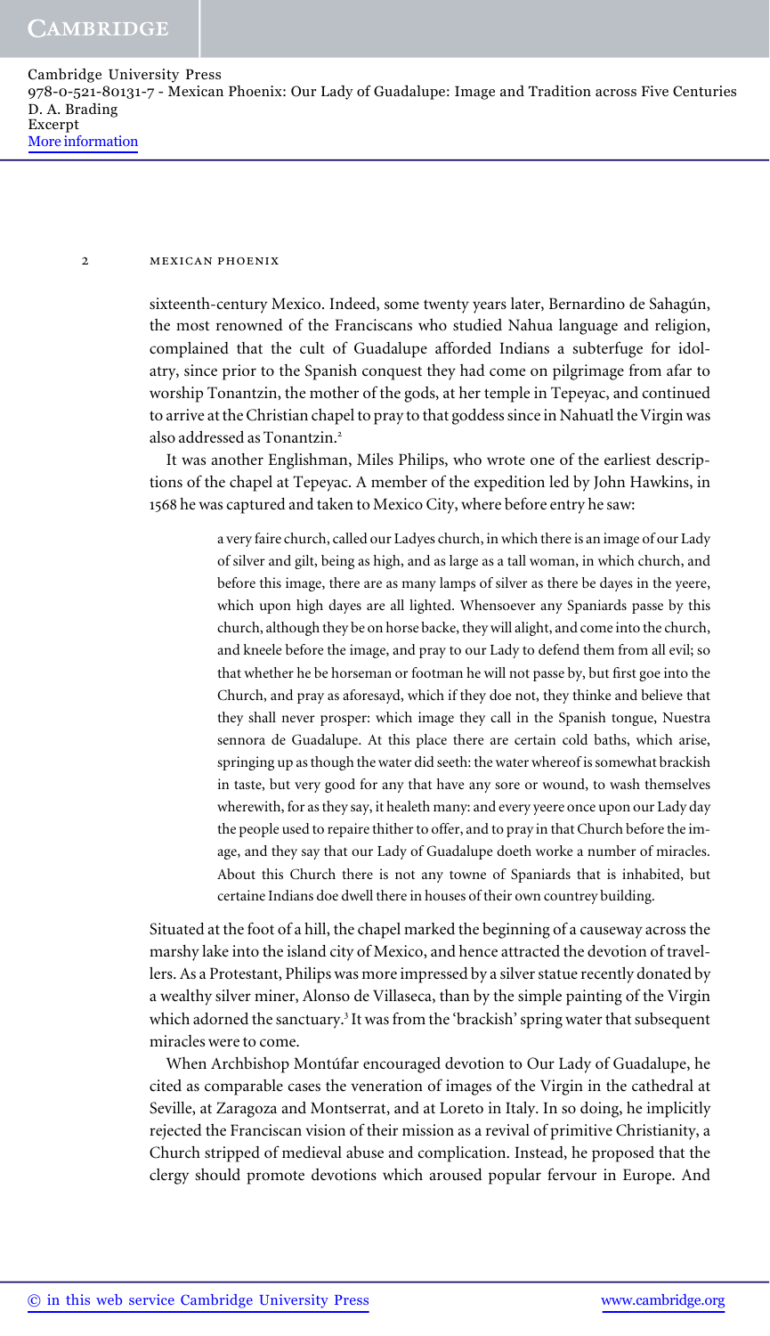sixteenth-century Mexico. Indeed, some twenty years later, Bernardino de Sahagún, the most renowned of the Franciscans who studied Nahua language and religion, complained that the cult of Guadalupe afforded Indians a subterfuge for idolatry, since prior to the Spanish conquest they had come on pilgrimage from afar to worship Tonantzin, the mother of the gods, at her temple in Tepeyac, and continued to arrive at the Christian chapel to pray to that goddess since in Nahuatl the Virgin was also addressed as Tonantzin.[2]

It was another Englishman, Miles Philips, who wrote one of the earliest descriptions of the chapel at Tepeyac. A member of the expedition led by John Hawkins, in 1568 he was captured and taken to Mexico City, where before entry he saw:

> a very faire church, called our Ladyes church, in which there is an image of our Lady of silver and gilt, being as high, and as large as a tall woman, in which church, and before this image, there are as many lamps of silver as there be dayes in the yeere, which upon high dayes are all lighted. Whensoever any Spaniards passe by this church, although they be on horse backe, they will alight, and come into the church, and kneele before the image, and pray to our Lady to defend them from all evil; so that whether he be horseman or footman he will not passe by, but first goe into the Church, and pray as aforesayd, which if they doe not, they thinke and believe that they shall never prosper: which image they call in the Spanish tongue, Nuestra sennora de Guadalupe. At this place there are certain cold baths, which arise, springing up as though the water did seeth: the water whereof is somewhat brackish in taste, but very good for any that have any sore or wound, to wash themselves wherewith, for as they say, it healeth many: and every yeere once upon our Lady day the people used to repaire thither to offer, and to pray in that Church before the image, and they say that our Lady of Guadalupe doeth worke a number of miracles. About this Church there is not any towne of Spaniards that is inhabited, but certaine Indians doe dwell there in houses of their own countrey building.

Situated at the foot of a hill, the chapel marked the beginning of a causeway across the marshy lake into the island city of Mexico, and hence attracted the devotion of travellers. As a Protestant, Philips was more impressed by a silver statue recently donated by a wealthy silver miner, Alonso de Villaseca, than by the simple painting of the Virgin which adorned the sanctuary.[3] It was from the 'brackish' spring water that subsequent miracles were to come.

When Archbishop Montúfar encouraged devotion to Our Lady of Guadalupe, he cited as comparable cases the veneration of images of the Virgin in the cathedral at Seville, at Zaragoza and Montserrat, and at Loreto in Italy. In so doing, he implicitly rejected the Franciscan vision of their mission as a revival of primitive Christianity, a Church stripped of medieval abuse and complication. Instead, he proposed that the clergy should promote devotions which aroused popular fervour in Europe. And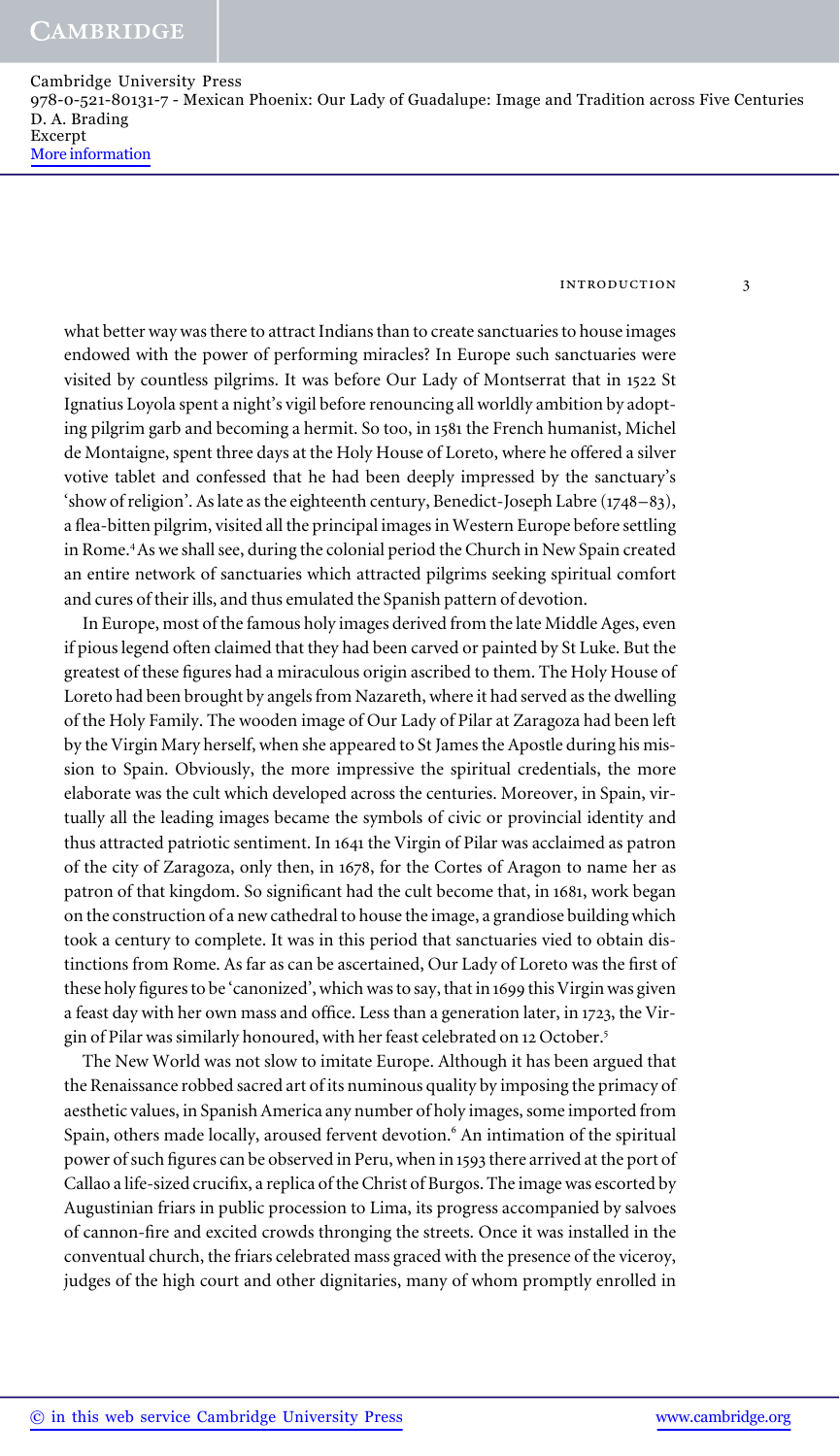what better way was there to attract Indians than to create sanctuaries to house images endowed with the power of performing miracles? In Europe such sanctuaries were visited by countless pilgrims. It was before Our Lady of Montserrat that in 1522 St Ignatius Loyola spent a night's vigil before renouncing all worldly ambition by adopting pilgrim garb and becoming a hermit. So too, in 1581 the French humanist, Michel de Montaigne, spent three days at the Holy House of Loreto, where he offered a silver votive tablet and confessed that he had been deeply impressed by the sanctuary's 'show of religion'. As late as the eighteenth century, Benedict-Joseph Labre (1748–83), a flea-bitten pilgrim, visited all the principal images in Western Europe before settling in Rome.[4] As we shall see, during the colonial period the Church in New Spain created an entire network of sanctuaries which attracted pilgrims seeking spiritual comfort and cures of their ills, and thus emulated the Spanish pattern of devotion.

In Europe, most of the famous holy images derived from the late Middle Ages, even if pious legend often claimed that they had been carved or painted by St Luke. But the greatest of these figures had a miraculous origin ascribed to them. The Holy House of Loreto had been brought by angels from Nazareth, where it had served as the dwelling of the Holy Family. The wooden image of Our Lady of Pilar at Zaragoza had been left by the Virgin Mary herself, when she appeared to St James the Apostle during his mission to Spain. Obviously, the more impressive the spiritual credentials, the more elaborate was the cult which developed across the centuries. Moreover, in Spain, virtually all the leading images became the symbols of civic or provincial identity and thus attracted patriotic sentiment. In 1641 the Virgin of Pilar was acclaimed as patron of the city of Zaragoza, only then, in 1678, for the Cortes of Aragon to name her as patron of that kingdom. So significant had the cult become that, in 1681, work began on the construction of a new cathedral to house the image, a grandiose building which took a century to complete. It was in this period that sanctuaries vied to obtain distinctions from Rome. As far as can be ascertained, Our Lady of Loreto was the first of these holy figures to be 'canonized', which was to say, that in 1699 this Virgin was given a feast day with her own mass and office. Less than a generation later, in 1723, the Virgin of Pilar was similarly honoured, with her feast celebrated on 12 October.[5]

The New World was not slow to imitate Europe. Although it has been argued that the Renaissance robbed sacred art of its numinous quality by imposing the primacy of aesthetic values, in Spanish America any number of holy images, some imported from Spain, others made locally, aroused fervent devotion.[6] An intimation of the spiritual power of such figures can be observed in Peru, when in 1593 there arrived at the port of Callao a life-sized crucifix, a replica of the Christ of Burgos. The image was escorted by Augustinian friars in public procession to Lima, its progress accompanied by salvoes of cannon-fire and excited crowds thronging the streets. Once it was installed in the conventual church, the friars celebrated mass graced with the presence of the viceroy, judges of the high court and other dignitaries, many of whom promptly enrolled in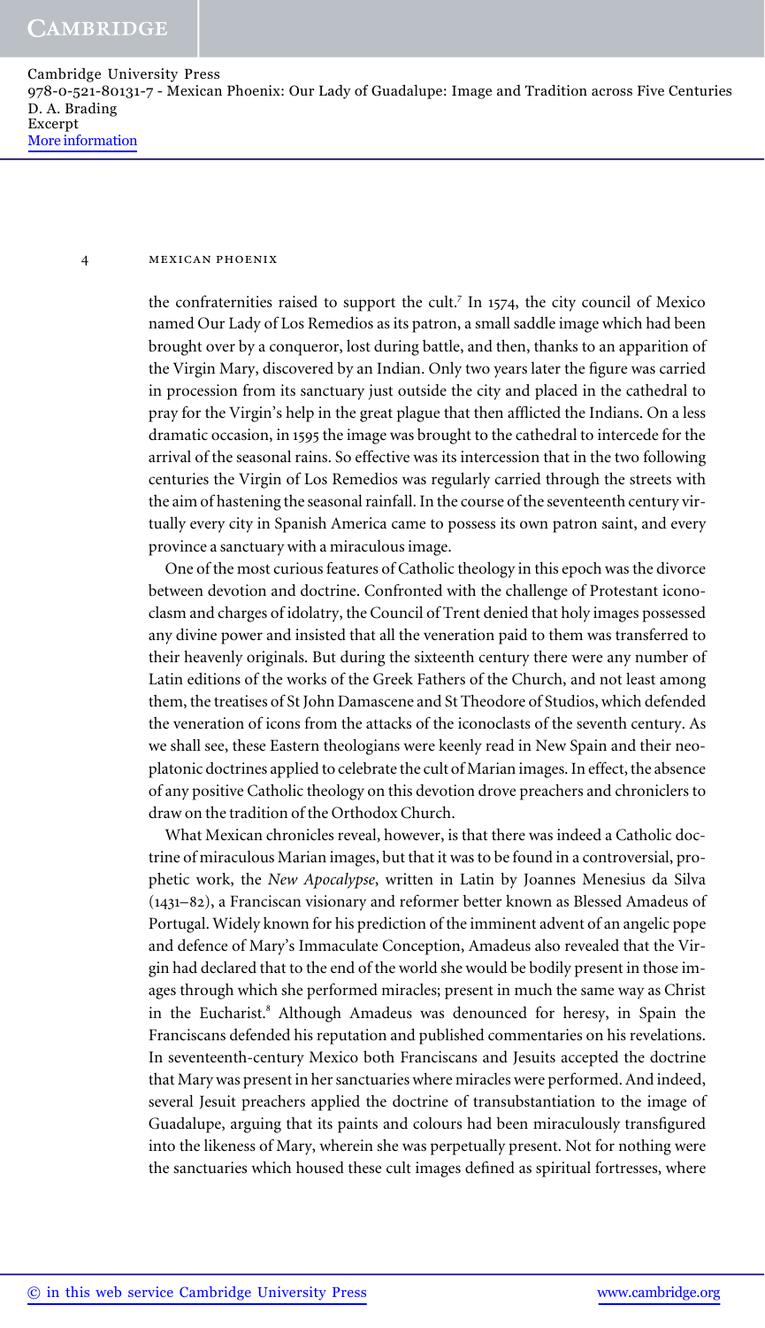the confraternities raised to support the cult.[7] In 1574, the city council of Mexico named Our Lady of Los Remedios as its patron, a small saddle image which had been brought over by a conqueror, lost during battle, and then, thanks to an apparition of the Virgin Mary, discovered by an Indian. Only two years later the figure was carried in procession from its sanctuary just outside the city and placed in the cathedral to pray for the Virgin's help in the great plague that then afflicted the Indians. On a less dramatic occasion, in 1595 the image was brought to the cathedral to intercede for the arrival of the seasonal rains. So effective was its intercession that in the two following centuries the Virgin of Los Remedios was regularly carried through the streets with the aim of hastening the seasonal rainfall. In the course of the seventeenth century virtually every city in Spanish America came to possess its own patron saint, and every province a sanctuary with a miraculous image.

One of the most curious features of Catholic theology in this epoch was the divorce between devotion and doctrine. Confronted with the challenge of Protestant iconoclasm and charges of idolatry, the Council of Trent denied that holy images possessed any divine power and insisted that all the veneration paid to them was transferred to their heavenly originals. But during the sixteenth century there were any number of Latin editions of the works of the Greek Fathers of the Church, and not least among them, the treatises of St John Damascene and St Theodore of Studios, which defended the veneration of icons from the attacks of the iconoclasts of the seventh century. As we shall see, these Eastern theologians were keenly read in New Spain and their neoplatonic doctrines applied to celebrate the cult of Marian images. In effect, the absence of any positive Catholic theology on this devotion drove preachers and chroniclers to draw on the tradition of the Orthodox Church.

What Mexican chronicles reveal, however, is that there was indeed a Catholic doctrine of miraculous Marian images, but that it was to be found in a controversial, prophetic work, the *New Apocalypse*, written in Latin by Joannes Menesius da Silva (1431–82), a Franciscan visionary and reformer better known as Blessed Amadeus of Portugal. Widely known for his prediction of the imminent advent of an angelic pope and defence of Mary's Immaculate Conception, Amadeus also revealed that the Virgin had declared that to the end of the world she would be bodily present in those images through which she performed miracles; present in much the same way as Christ in the Eucharist.[8] Although Amadeus was denounced for heresy, in Spain the Franciscans defended his reputation and published commentaries on his revelations. In seventeenth-century Mexico both Franciscans and Jesuits accepted the doctrine that Mary was present in her sanctuaries where miracles were performed. And indeed, several Jesuit preachers applied the doctrine of transubstantiation to the image of Guadalupe, arguing that its paints and colours had been miraculously transfigured into the likeness of Mary, wherein she was perpetually present. Not for nothing were the sanctuaries which housed these cult images defined as spiritual fortresses, where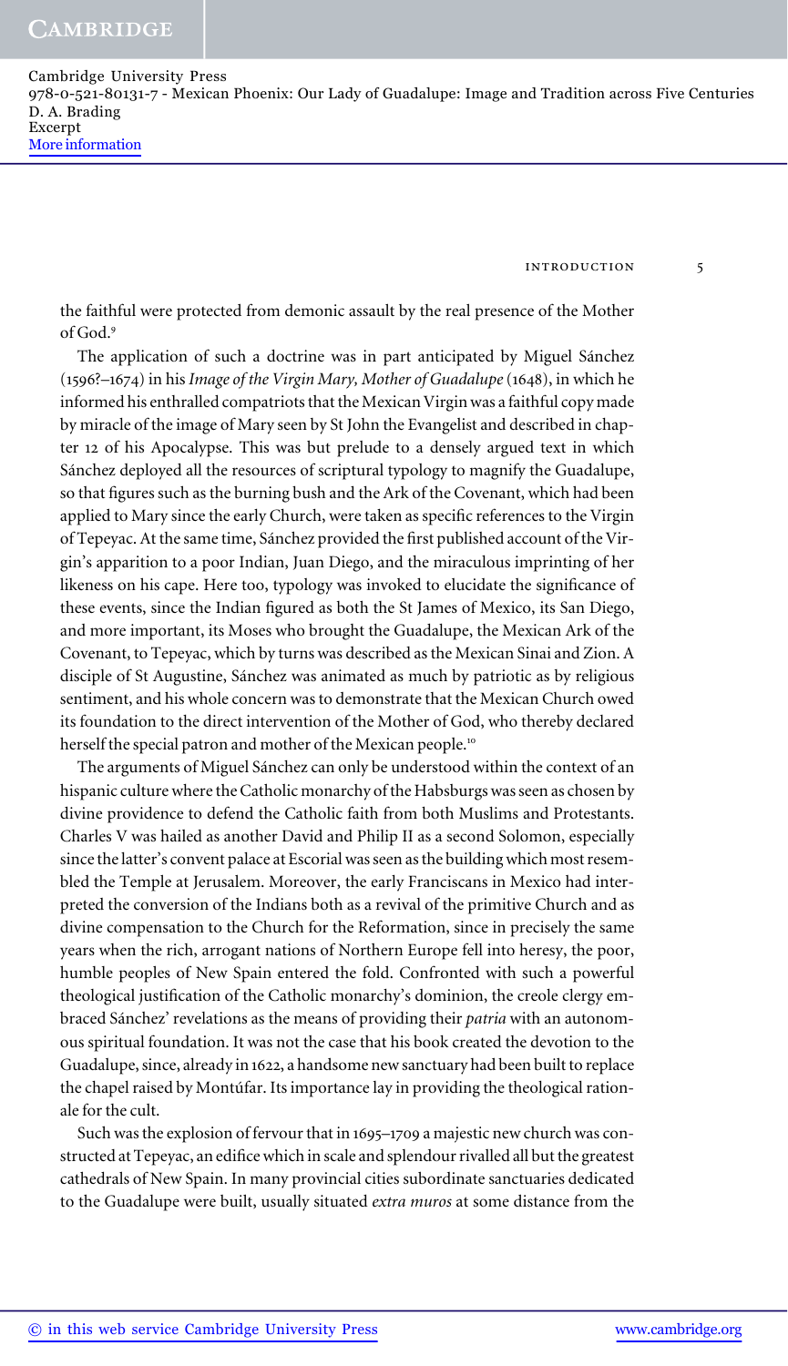the faithful were protected from demonic assault by the real presence of the Mother of God.[9]

The application of such a doctrine was in part anticipated by Miguel Sánchez (1596?–1674) in his *Image of the Virgin Mary, Mother of Guadalupe* (1648), in which he informed his enthralled compatriots that the Mexican Virgin was a faithful copy made by miracle of the image of Mary seen by St John the Evangelist and described in chapter 12 of his Apocalypse. This was but prelude to a densely argued text in which Sánchez deployed all the resources of scriptural typology to magnify the Guadalupe, so that figures such as the burning bush and the Ark of the Covenant, which had been applied to Mary since the early Church, were taken as specific references to the Virgin of Tepeyac. At the same time, Sánchez provided the first published account of the Virgin's apparition to a poor Indian, Juan Diego, and the miraculous imprinting of her likeness on his cape. Here too, typology was invoked to elucidate the significance of these events, since the Indian figured as both the St James of Mexico, its San Diego, and more important, its Moses who brought the Guadalupe, the Mexican Ark of the Covenant, to Tepeyac, which by turns was described as the Mexican Sinai and Zion. A disciple of St Augustine, Sánchez was animated as much by patriotic as by religious sentiment, and his whole concern was to demonstrate that the Mexican Church owed its foundation to the direct intervention of the Mother of God, who thereby declared herself the special patron and mother of the Mexican people.[10]

The arguments of Miguel Sánchez can only be understood within the context of an hispanic culture where the Catholic monarchy of the Habsburgs was seen as chosen by divine providence to defend the Catholic faith from both Muslims and Protestants. Charles V was hailed as another David and Philip II as a second Solomon, especially since the latter's convent palace at Escorial was seen as the building which most resembled the Temple at Jerusalem. Moreover, the early Franciscans in Mexico had interpreted the conversion of the Indians both as a revival of the primitive Church and as divine compensation to the Church for the Reformation, since in precisely the same years when the rich, arrogant nations of Northern Europe fell into heresy, the poor, humble peoples of New Spain entered the fold. Confronted with such a powerful theological justification of the Catholic monarchy's dominion, the creole clergy embraced Sánchez' revelations as the means of providing their *patria* with an autonomous spiritual foundation. It was not the case that his book created the devotion to the Guadalupe, since, already in 1622, a handsome new sanctuary had been built to replace the chapel raised by Montúfar. Its importance lay in providing the theological rationale for the cult.

Such was the explosion of fervour that in 1695–1709 a majestic new church was constructed at Tepeyac, an edifice which in scale and splendour rivalled all but the greatest cathedrals of New Spain. In many provincial cities subordinate sanctuaries dedicated to the Guadalupe were built, usually situated *extra muros* at some distance from the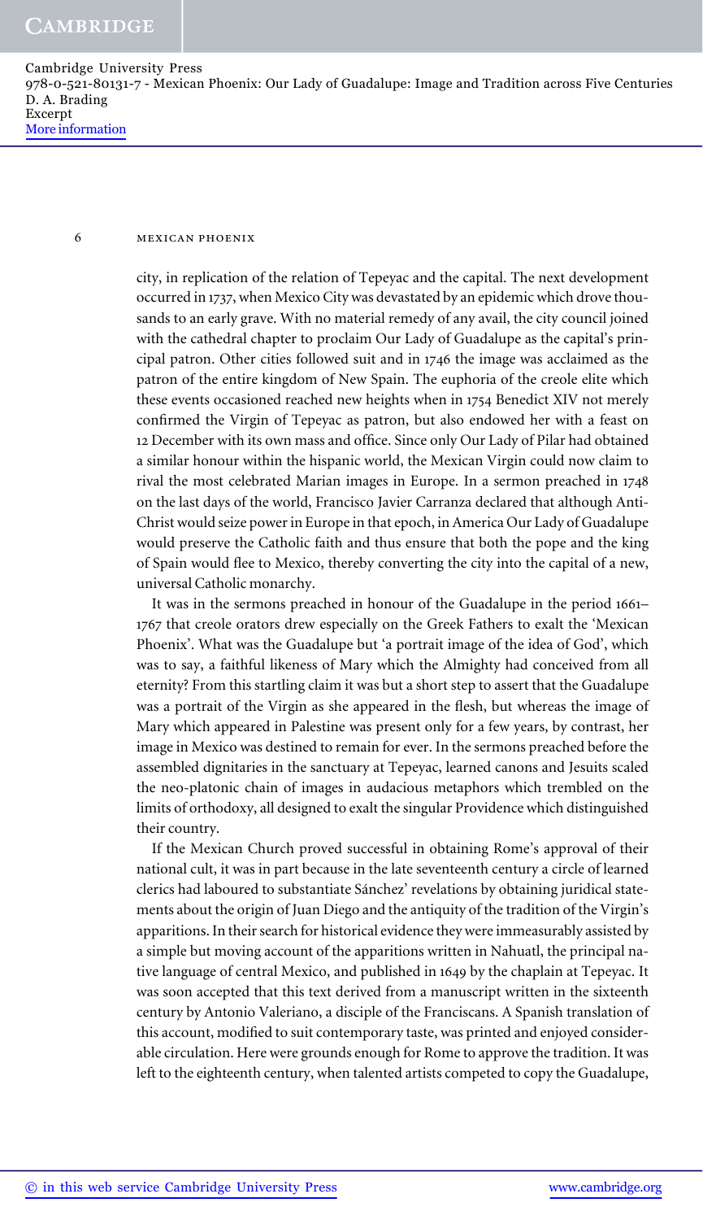city, in replication of the relation of Tepeyac and the capital. The next development occurred in 1737, when Mexico City was devastated by an epidemic which drove thousands to an early grave. With no material remedy of any avail, the city council joined with the cathedral chapter to proclaim Our Lady of Guadalupe as the capital's principal patron. Other cities followed suit and in 1746 the image was acclaimed as the patron of the entire kingdom of New Spain. The euphoria of the creole elite which these events occasioned reached new heights when in 1754 Benedict XIV not merely confirmed the Virgin of Tepeyac as patron, but also endowed her with a feast on 12 December with its own mass and office. Since only Our Lady of Pilar had obtained a similar honour within the hispanic world, the Mexican Virgin could now claim to rival the most celebrated Marian images in Europe. In a sermon preached in 1748 on the last days of the world, Francisco Javier Carranza declared that although Anti-Christ would seize power in Europe in that epoch, in America Our Lady of Guadalupe would preserve the Catholic faith and thus ensure that both the pope and the king of Spain would flee to Mexico, thereby converting the city into the capital of a new, universal Catholic monarchy.

It was in the sermons preached in honour of the Guadalupe in the period 1661–1767 that creole orators drew especially on the Greek Fathers to exalt the 'Mexican Phoenix'. What was the Guadalupe but 'a portrait image of the idea of God', which was to say, a faithful likeness of Mary which the Almighty had conceived from all eternity? From this startling claim it was but a short step to assert that the Guadalupe was a portrait of the Virgin as she appeared in the flesh, but whereas the image of Mary which appeared in Palestine was present only for a few years, by contrast, her image in Mexico was destined to remain for ever. In the sermons preached before the assembled dignitaries in the sanctuary at Tepeyac, learned canons and Jesuits scaled the neo-platonic chain of images in audacious metaphors which trembled on the limits of orthodoxy, all designed to exalt the singular Providence which distinguished their country.

If the Mexican Church proved successful in obtaining Rome's approval of their national cult, it was in part because in the late seventeenth century a circle of learned clerics had laboured to substantiate Sánchez' revelations by obtaining juridical statements about the origin of Juan Diego and the antiquity of the tradition of the Virgin's apparitions. In their search for historical evidence they were immeasurably assisted by a simple but moving account of the apparitions written in Nahuatl, the principal native language of central Mexico, and published in 1649 by the chaplain at Tepeyac. It was soon accepted that this text derived from a manuscript written in the sixteenth century by Antonio Valeriano, a disciple of the Franciscans. A Spanish translation of this account, modified to suit contemporary taste, was printed and enjoyed considerable circulation. Here were grounds enough for Rome to approve the tradition. It was left to the eighteenth century, when talented artists competed to copy the Guadalupe,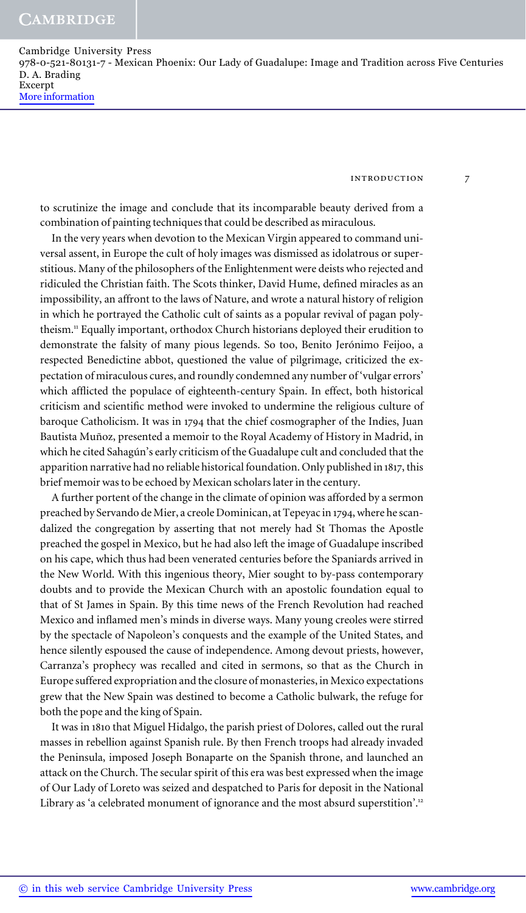to scrutinize the image and conclude that its incomparable beauty derived from a combination of painting techniques that could be described as miraculous.

In the very years when devotion to the Mexican Virgin appeared to command universal assent, in Europe the cult of holy images was dismissed as idolatrous or superstitious. Many of the philosophers of the Enlightenment were deists who rejected and ridiculed the Christian faith. The Scots thinker, David Hume, defined miracles as an impossibility, an affront to the laws of Nature, and wrote a natural history of religion in which he portrayed the Catholic cult of saints as a popular revival of pagan polytheism.[11] Equally important, orthodox Church historians deployed their erudition to demonstrate the falsity of many pious legends. So too, Benito Jerónimo Feijoo, a respected Benedictine abbot, questioned the value of pilgrimage, criticized the expectation of miraculous cures, and roundly condemned any number of 'vulgar errors' which afflicted the populace of eighteenth-century Spain. In effect, both historical criticism and scientific method were invoked to undermine the religious culture of baroque Catholicism. It was in 1794 that the chief cosmographer of the Indies, Juan Bautista Muñoz, presented a memoir to the Royal Academy of History in Madrid, in which he cited Sahagún's early criticism of the Guadalupe cult and concluded that the apparition narrative had no reliable historical foundation. Only published in 1817, this brief memoir was to be echoed by Mexican scholars later in the century.

A further portent of the change in the climate of opinion was afforded by a sermon preached by Servando de Mier, a creole Dominican, at Tepeyac in 1794, where he scandalized the congregation by asserting that not merely had St Thomas the Apostle preached the gospel in Mexico, but he had also left the image of Guadalupe inscribed on his cape, which thus had been venerated centuries before the Spaniards arrived in the New World. With this ingenious theory, Mier sought to by-pass contemporary doubts and to provide the Mexican Church with an apostolic foundation equal to that of St James in Spain. By this time news of the French Revolution had reached Mexico and inflamed men's minds in diverse ways. Many young creoles were stirred by the spectacle of Napoleon's conquests and the example of the United States, and hence silently espoused the cause of independence. Among devout priests, however, Carranza's prophecy was recalled and cited in sermons, so that as the Church in Europe suffered expropriation and the closure of monasteries, in Mexico expectations grew that the New Spain was destined to become a Catholic bulwark, the refuge for both the pope and the king of Spain.

It was in 1810 that Miguel Hidalgo, the parish priest of Dolores, called out the rural masses in rebellion against Spanish rule. By then French troops had already invaded the Peninsula, imposed Joseph Bonaparte on the Spanish throne, and launched an attack on the Church. The secular spirit of this era was best expressed when the image of Our Lady of Loreto was seized and despatched to Paris for deposit in the National Library as 'a celebrated monument of ignorance and the most absurd superstition'.[12]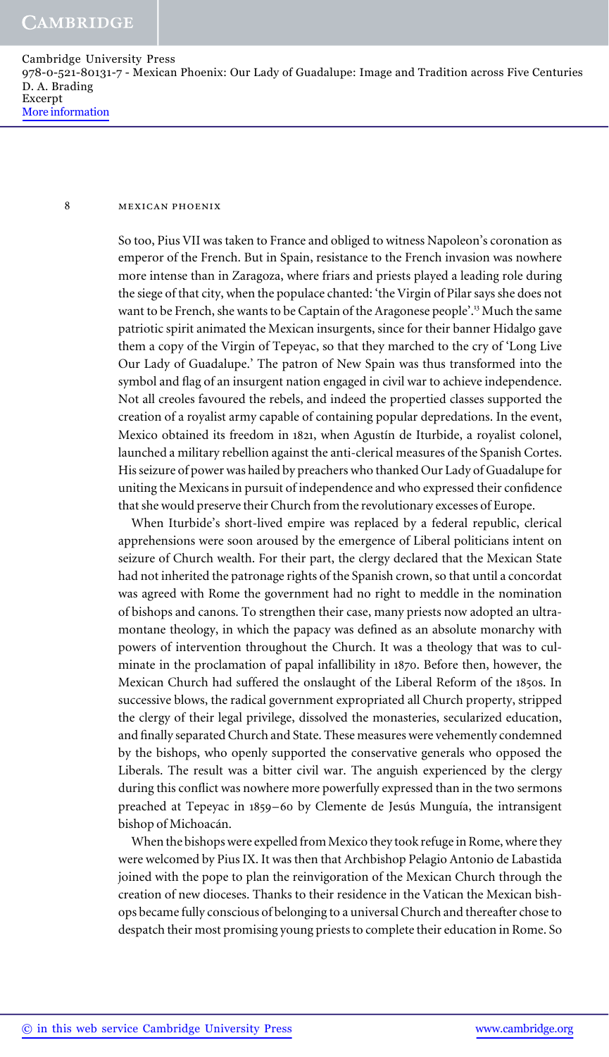So too, Pius VII was taken to France and obliged to witness Napoleon's coronation as emperor of the French. But in Spain, resistance to the French invasion was nowhere more intense than in Zaragoza, where friars and priests played a leading role during the siege of that city, when the populace chanted: 'the Virgin of Pilar says she does not want to be French, she wants to be Captain of the Aragonese people'.[13] Much the same patriotic spirit animated the Mexican insurgents, since for their banner Hidalgo gave them a copy of the Virgin of Tepeyac, so that they marched to the cry of 'Long Live Our Lady of Guadalupe.' The patron of New Spain was thus transformed into the symbol and flag of an insurgent nation engaged in civil war to achieve independence. Not all creoles favoured the rebels, and indeed the propertied classes supported the creation of a royalist army capable of containing popular depredations. In the event, Mexico obtained its freedom in 1821, when Agustín de Iturbide, a royalist colonel, launched a military rebellion against the anti-clerical measures of the Spanish Cortes. His seizure of power was hailed by preachers who thanked Our Lady of Guadalupe for uniting the Mexicans in pursuit of independence and who expressed their confidence that she would preserve their Church from the revolutionary excesses of Europe.

When Iturbide's short-lived empire was replaced by a federal republic, clerical apprehensions were soon aroused by the emergence of Liberal politicians intent on seizure of Church wealth. For their part, the clergy declared that the Mexican State had not inherited the patronage rights of the Spanish crown, so that until a concordat was agreed with Rome the government had no right to meddle in the nomination of bishops and canons. To strengthen their case, many priests now adopted an ultramontane theology, in which the papacy was defined as an absolute monarchy with powers of intervention throughout the Church. It was a theology that was to culminate in the proclamation of papal infallibility in 1870. Before then, however, the Mexican Church had suffered the onslaught of the Liberal Reform of the 1850s. In successive blows, the radical government expropriated all Church property, stripped the clergy of their legal privilege, dissolved the monasteries, secularized education, and finally separated Church and State. These measures were vehemently condemned by the bishops, who openly supported the conservative generals who opposed the Liberals. The result was a bitter civil war. The anguish experienced by the clergy during this conflict was nowhere more powerfully expressed than in the two sermons preached at Tepeyac in 1859–60 by Clemente de Jesús Munguía, the intransigent bishop of Michoacán.

When the bishops were expelled from Mexico they took refuge in Rome, where they were welcomed by Pius IX. It was then that Archbishop Pelagio Antonio de Labastida joined with the pope to plan the reinvigoration of the Mexican Church through the creation of new dioceses. Thanks to their residence in the Vatican the Mexican bishops became fully conscious of belonging to a universal Church and thereafter chose to despatch their most promising young priests to complete their education in Rome. So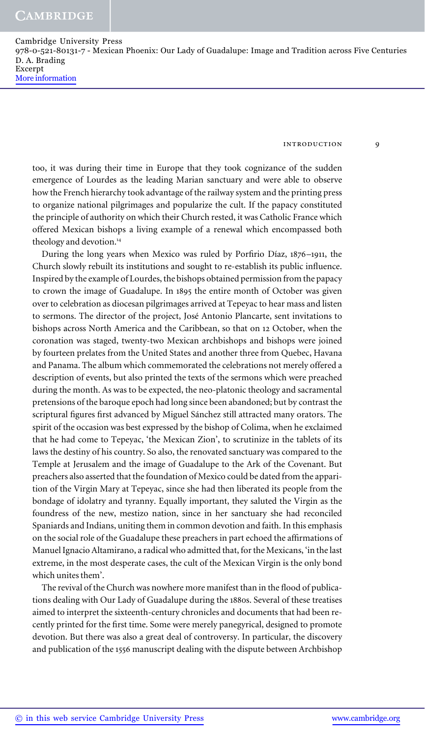too, it was during their time in Europe that they took cognizance of the sudden emergence of Lourdes as the leading Marian sanctuary and were able to observe how the French hierarchy took advantage of the railway system and the printing press to organize national pilgrimages and popularize the cult. If the papacy constituted the principle of authority on which their Church rested, it was Catholic France which offered Mexican bishops a living example of a renewal which encompassed both theology and devotion.[14]

During the long years when Mexico was ruled by Porfirio Díaz, 1876–1911, the Church slowly rebuilt its institutions and sought to re-establish its public influence. Inspired by the example of Lourdes, the bishops obtained permission from the papacy to crown the image of Guadalupe. In 1895 the entire month of October was given over to celebration as diocesan pilgrimages arrived at Tepeyac to hear mass and listen to sermons. The director of the project, José Antonio Plancarte, sent invitations to bishops across North America and the Caribbean, so that on 12 October, when the coronation was staged, twenty-two Mexican archbishops and bishops were joined by fourteen prelates from the United States and another three from Quebec, Havana and Panama. The album which commemorated the celebrations not merely offered a description of events, but also printed the texts of the sermons which were preached during the month. As was to be expected, the neo-platonic theology and sacramental pretensions of the baroque epoch had long since been abandoned; but by contrast the scriptural figures first advanced by Miguel Sánchez still attracted many orators. The spirit of the occasion was best expressed by the bishop of Colima, when he exclaimed that he had come to Tepeyac, 'the Mexican Zion', to scrutinize in the tablets of its laws the destiny of his country. So also, the renovated sanctuary was compared to the Temple at Jerusalem and the image of Guadalupe to the Ark of the Covenant. But preachers also asserted that the foundation of Mexico could be dated from the apparition of the Virgin Mary at Tepeyac, since she had then liberated its people from the bondage of idolatry and tyranny. Equally important, they saluted the Virgin as the foundress of the new, mestizo nation, since in her sanctuary she had reconciled Spaniards and Indians, uniting them in common devotion and faith. In this emphasis on the social role of the Guadalupe these preachers in part echoed the affirmations of Manuel Ignacio Altamirano, a radical who admitted that, for the Mexicans, 'in the last extreme, in the most desperate cases, the cult of the Mexican Virgin is the only bond which unites them'.

The revival of the Church was nowhere more manifest than in the flood of publications dealing with Our Lady of Guadalupe during the 1880s. Several of these treatises aimed to interpret the sixteenth-century chronicles and documents that had been recently printed for the first time. Some were merely panegyrical, designed to promote devotion. But there was also a great deal of controversy. In particular, the discovery and publication of the 1556 manuscript dealing with the dispute between Archbishop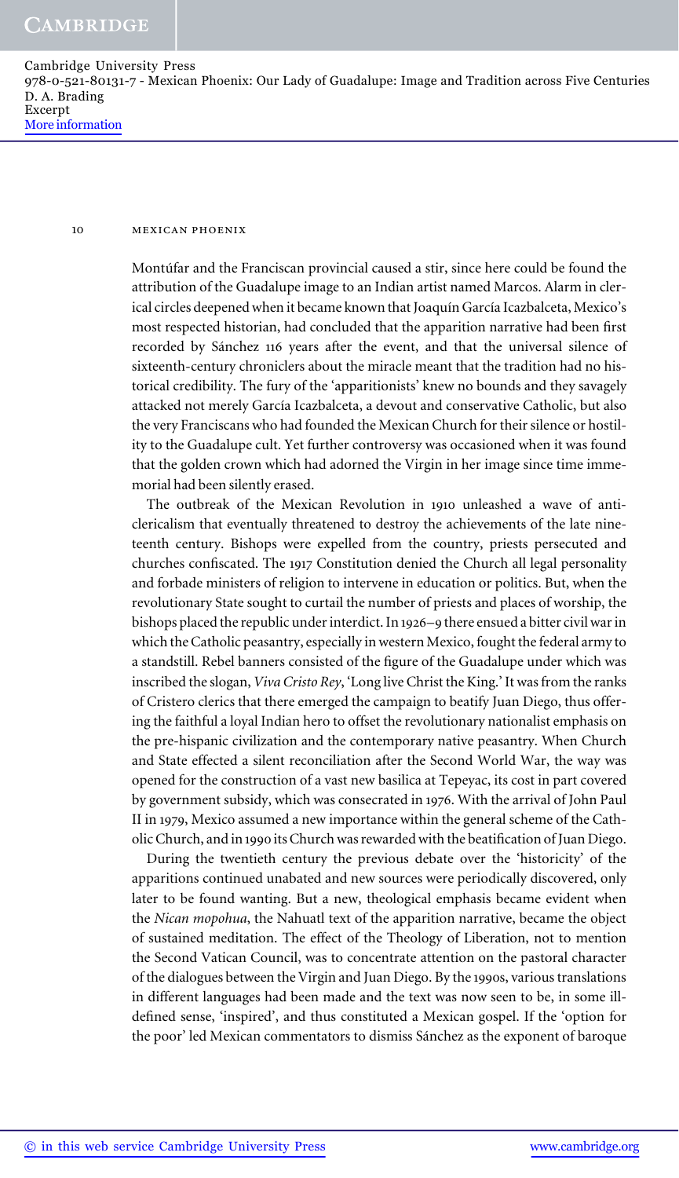Montúfar and the Franciscan provincial caused a stir, since here could be found the attribution of the Guadalupe image to an Indian artist named Marcos. Alarm in clerical circles deepened when it became known that Joaquín García Icazbalceta, Mexico's most respected historian, had concluded that the apparition narrative had been first recorded by Sánchez 116 years after the event, and that the universal silence of sixteenth-century chroniclers about the miracle meant that the tradition had no historical credibility. The fury of the 'apparitionists' knew no bounds and they savagely attacked not merely García Icazbalceta, a devout and conservative Catholic, but also the very Franciscans who had founded the Mexican Church for their silence or hostility to the Guadalupe cult. Yet further controversy was occasioned when it was found that the golden crown which had adorned the Virgin in her image since time immemorial had been silently erased.

The outbreak of the Mexican Revolution in 1910 unleashed a wave of anticlericalism that eventually threatened to destroy the achievements of the late nineteenth century. Bishops were expelled from the country, priests persecuted and churches confiscated. The 1917 Constitution denied the Church all legal personality and forbade ministers of religion to intervene in education or politics. But, when the revolutionary State sought to curtail the number of priests and places of worship, the bishops placed the republic under interdict. In 1926–9 there ensued a bitter civil war in which the Catholic peasantry, especially in western Mexico, fought the federal army to a standstill. Rebel banners consisted of the figure of the Guadalupe under which was inscribed the slogan, *Viva Cristo Rey*, 'Long live Christ the King.' It was from the ranks of Cristero clerics that there emerged the campaign to beatify Juan Diego, thus offering the faithful a loyal Indian hero to offset the revolutionary nationalist emphasis on the pre-hispanic civilization and the contemporary native peasantry. When Church and State effected a silent reconciliation after the Second World War, the way was opened for the construction of a vast new basilica at Tepeyac, its cost in part covered by government subsidy, which was consecrated in 1976. With the arrival of John Paul II in 1979, Mexico assumed a new importance within the general scheme of the Catholic Church, and in 1990 its Church was rewarded with the beatification of Juan Diego.

During the twentieth century the previous debate over the 'historicity' of the apparitions continued unabated and new sources were periodically discovered, only later to be found wanting. But a new, theological emphasis became evident when the *Nican mopohua*, the Nahuatl text of the apparition narrative, became the object of sustained meditation. The effect of the Theology of Liberation, not to mention the Second Vatican Council, was to concentrate attention on the pastoral character of the dialogues between the Virgin and Juan Diego. By the 1990s, various translations in different languages had been made and the text was now seen to be, in some ill-defined sense, 'inspired', and thus constituted a Mexican gospel. If the 'option for the poor' led Mexican commentators to dismiss Sánchez as the exponent of baroque